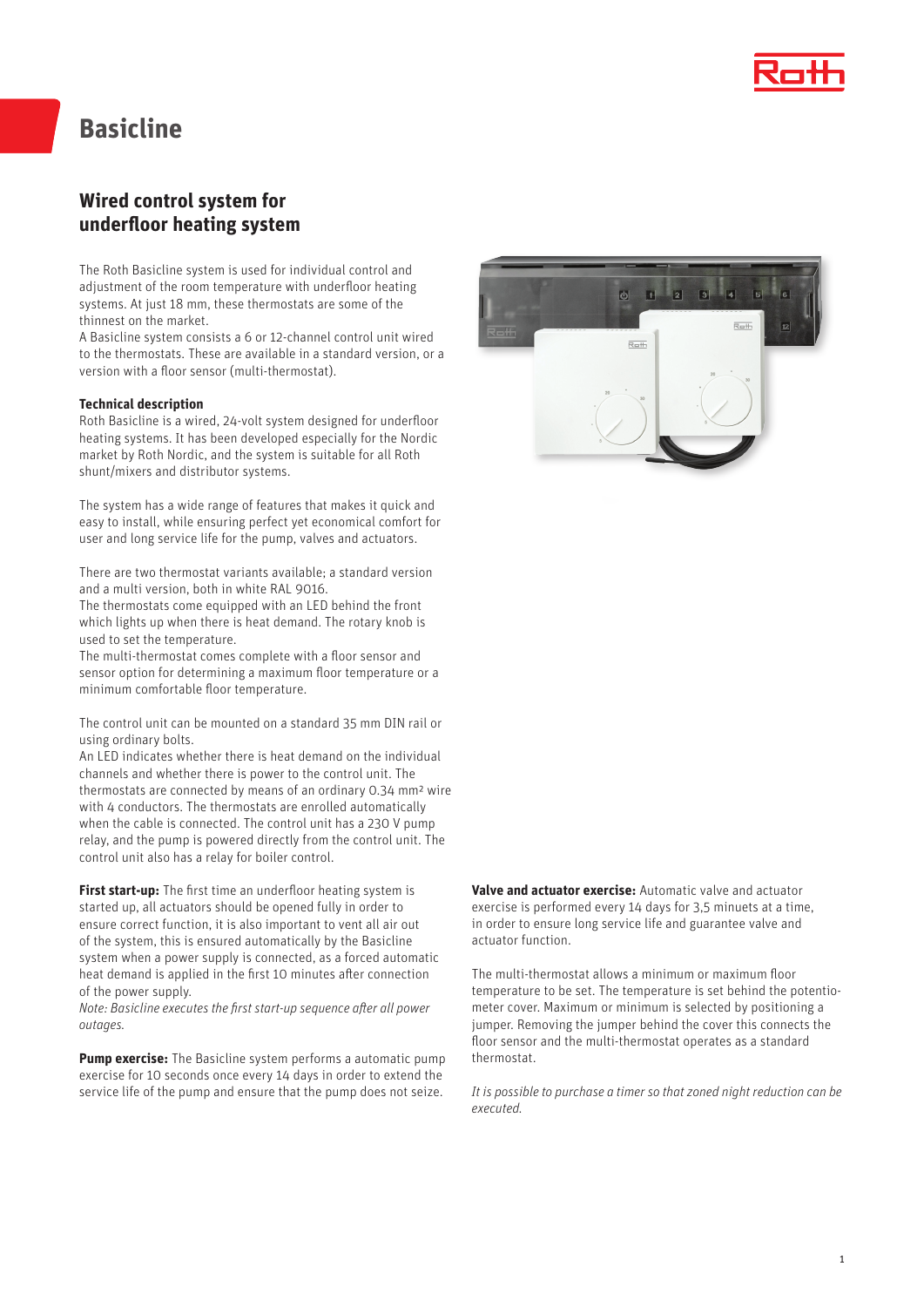# Basicline

## Wired control system for underfloor heating system

The Roth Basicline system is used for individual control and adjustment of the room temperature with underfloor heating systems. At just 18 mm, these thermostats are some of the thinnest on the market.
A Basicline system consists a 6 or 12-channel control unit wired to the thermostats. These are available in a standard version, or a version with a floor sensor (multi-thermostat).

**Technical description**
Roth Basicline is a wired, 24-volt system designed for underfloor heating systems. It has been developed especially for the Nordic market by Roth Nordic, and the system is suitable for all Roth shunt/mixers and distributor systems.

The system has a wide range of features that makes it quick and easy to install, while ensuring perfect yet economical comfort for user and long service life for the pump, valves and actuators.

There are two thermostat variants available; a standard version and a multi version, both in white RAL 9016.
The thermostats come equipped with an LED behind the front which lights up when there is heat demand. The rotary knob is used to set the temperature.
The multi-thermostat comes complete with a floor sensor and sensor option for determining a maximum floor temperature or a minimum comfortable floor temperature.

The control unit can be mounted on a standard 35 mm DIN rail or using ordinary bolts.
An LED indicates whether there is heat demand on the individual channels and whether there is power to the control unit. The thermostats are connected by means of an ordinary 0.34 mm² wire with 4 conductors. The thermostats are enrolled automatically when the cable is connected. The control unit has a 230 V pump relay, and the pump is powered directly from the control unit. The control unit also has a relay for boiler control.

**First start-up:** The first time an underfloor heating system is started up, all actuators should be opened fully in order to ensure correct function, it is also important to vent all air out of the system, this is ensured automatically by the Basicline system when a power supply is connected, as a forced automatic heat demand is applied in the first 10 minutes after connection of the power supply.
*Note: Basicline executes the first start-up sequence after all power outages.*

**Pump exercise:** The Basicline system performs a automatic pump exercise for 10 seconds once every 14 days in order to extend the service life of the pump and ensure that the pump does not seize.

**Valve and actuator exercise:** Automatic valve and actuator exercise is performed every 14 days for 3,5 minuets at a time, in order to ensure long service life and guarantee valve and actuator function.

The multi-thermostat allows a minimum or maximum floor temperature to be set. The temperature is set behind the potentiometer cover. Maximum or minimum is selected by positioning a jumper. Removing the jumper behind the cover this connects the floor sensor and the multi-thermostat operates as a standard thermostat.

*It is possible to purchase a timer so that zoned night reduction can be executed.*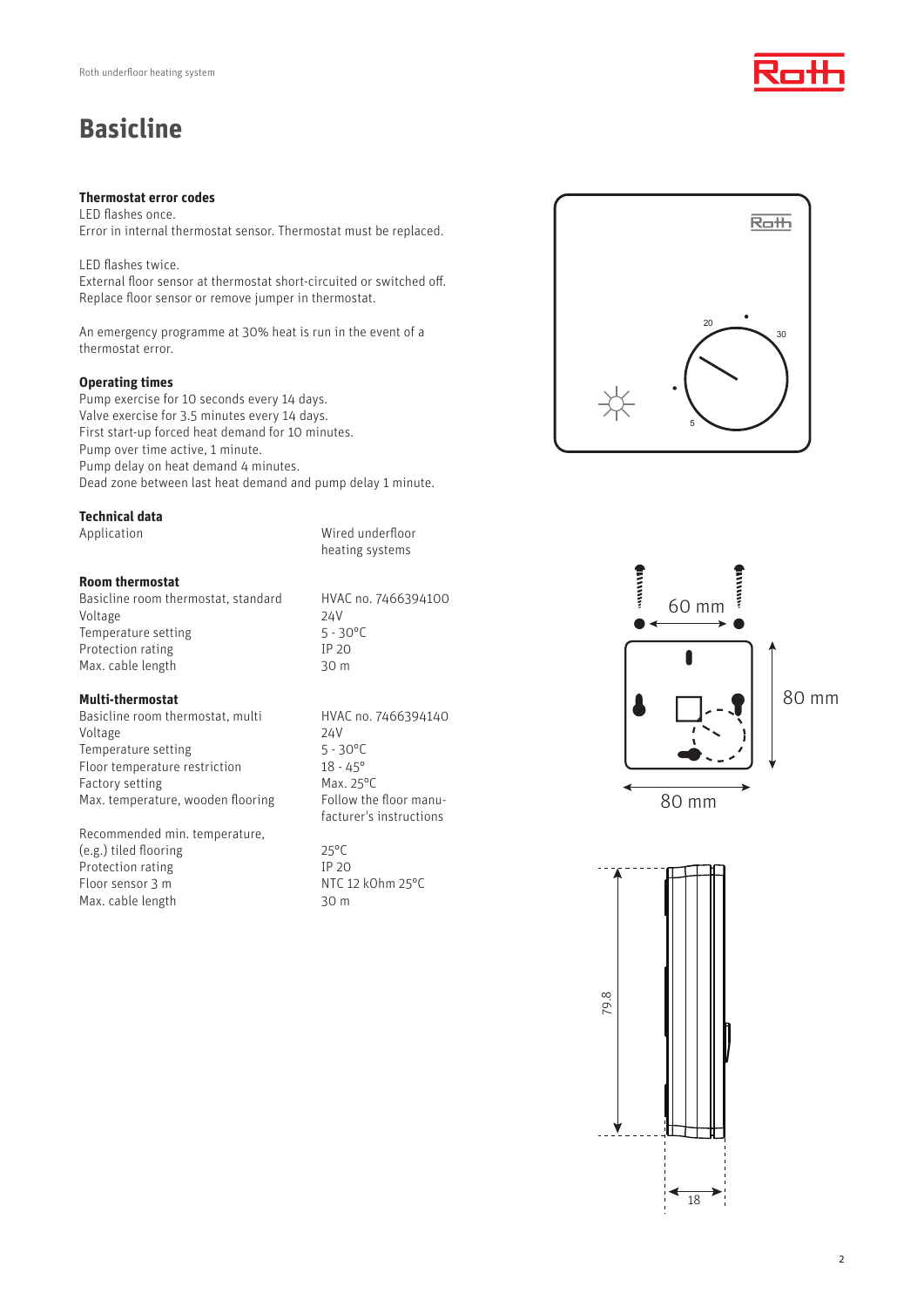# Basicline

### Thermostat error codes

LED flashes once.
Error in internal thermostat sensor. Thermostat must be replaced.

LED flashes twice.
External floor sensor at thermostat short-circuited or switched off. Replace floor sensor or remove jumper in thermostat.

An emergency programme at 30% heat is run in the event of a thermostat error.

### Operating times

Pump exercise for 10 seconds every 14 days.
Valve exercise for 3.5 minutes every 14 days.
First start-up forced heat demand for 10 minutes.
Pump over time active, 1 minute.
Pump delay on heat demand 4 minutes.
Dead zone between last heat demand and pump delay 1 minute.

### Technical data

| | |
|---|---|
| Application | Wired underfloor heating systems |

### Room thermostat

| | |
|---|---|
| Basicline room thermostat, standard | HVAC no. 7466394100 |
| Voltage | 24V |
| Temperature setting | 5 - 30°C |
| Protection rating | IP 20 |
| Max. cable length | 30 m |

### Multi-thermostat

| | |
|---|---|
| Basicline room thermostat, multi | HVAC no. 7466394140 |
| Voltage | 24V |
| Temperature setting | 5 - 30°C |
| Floor temperature restriction | 18 - 45° |
| Factory setting | Max. 25°C |
| Max. temperature, wooden flooring | Follow the floor manufacturer's instructions |
| Recommended min. temperature, (e.g.) tiled flooring | 25°C |
| Protection rating | IP 20 |
| Floor sensor 3 m | NTC 12 kOhm 25°C |
| Max. cable length | 30 m |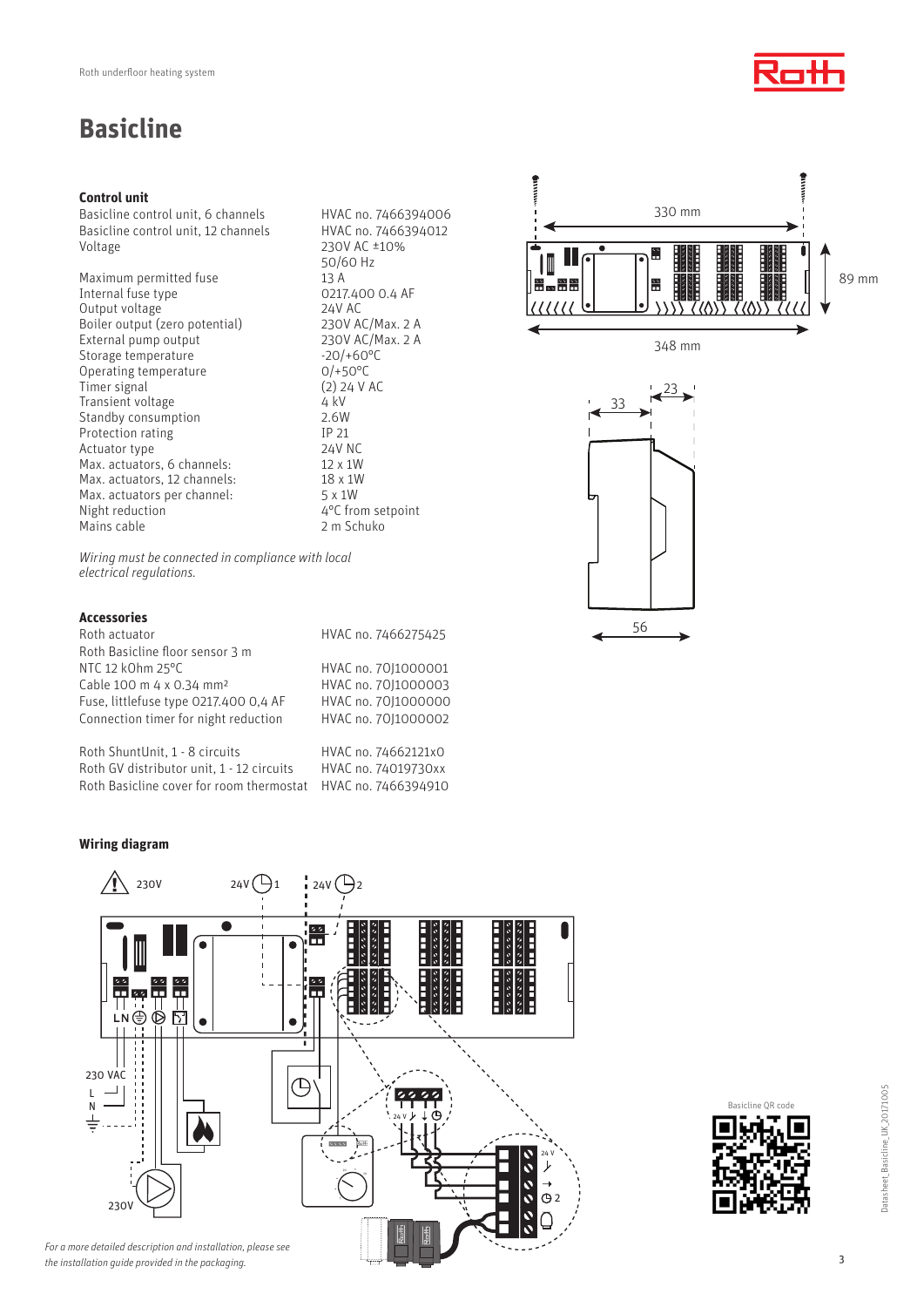# Basicline

### Control unit

| | |
|---|---|
| Basicline control unit, 6 channels | HVAC no. 7466394006 |
| Basicline control unit, 12 channels | HVAC no. 7466394012 |
| Voltage | 230V AC ±10% 50/60 Hz |
| Maximum permitted fuse | 13 A |
| Internal fuse type | 0217.400 0.4 AF |
| Output voltage | 24V AC |
| Boiler output (zero potential) | 230V AC/Max. 2 A |
| External pump output | 230V AC/Max. 2 A |
| Storage temperature | -20/+60°C |
| Operating temperature | 0/+50°C |
| Timer signal | (2) 24 V AC |
| Transient voltage | 4 kV |
| Standby consumption | 2.6W |
| Protection rating | IP 21 |
| Actuator type | 24V NC |
| Max. actuators, 6 channels: | 12 x 1W |
| Max. actuators, 12 channels: | 18 x 1W |
| Max. actuators per channel: | 5 x 1W |
| Night reduction | 4°C from setpoint |
| Mains cable | 2 m Schuko |

*Wiring must be connected in compliance with local electrical regulations.*

330 mm
89 mm
348 mm
33
23
56

### Accessories

| | |
|---|---|
| Roth actuator | HVAC no. 7466275425 |
| Roth Basicline floor sensor 3 m NTC 12 kOhm 25°C | HVAC no. 70J1000001 |
| Cable 100 m 4 x 0.34 mm² | HVAC no. 70J1000003 |
| Fuse, littlefuse type 0217.400 0,4 AF | HVAC no. 70J1000000 |
| Connection timer for night reduction | HVAC no. 70J1000002 |
| Roth ShuntUnit, 1 - 8 circuits | HVAC no. 74662121x0 |
| Roth GV distributor unit, 1 - 12 circuits | HVAC no. 74019730xx |
| Roth Basicline cover for room thermostat | HVAC no. 7466394910 |

### Wiring diagram

230V
24V 1
24V 2
LN
230 VAC
L
N
230V
24 V
24 V
2

*For a more detailed description and installation, please see the installation guide provided in the packaging.*

Basicline QR code